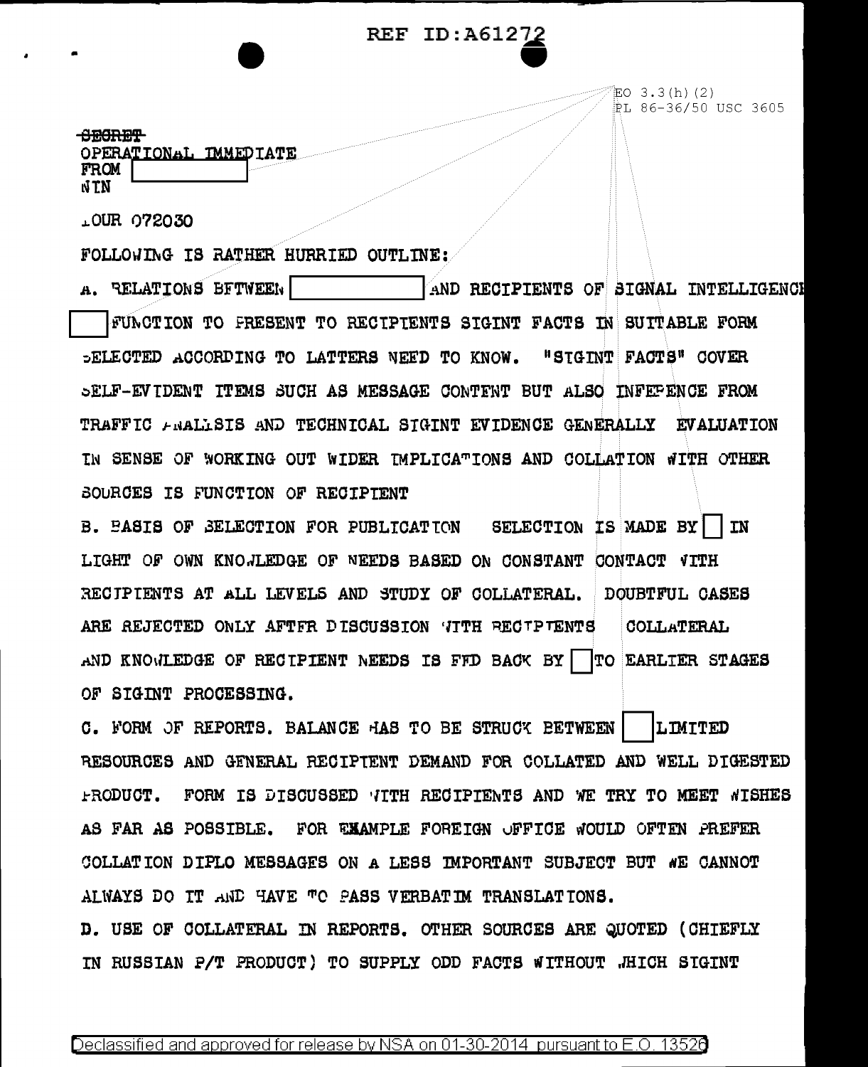REF ID:A61272

EO 3.3(h)(2)
PL 86-36/50 USC 3605

~~SECRET~~
OPERATIONAL IMMEDIATE
FROM [ ]
NTN

~~Y~~OUR 072030

FOLLOWING IS RATHER HURRIED OUTLINE:

A. RELATIONS BETWEEN [ ] AND RECIPIENTS OF SIGNAL INTELLIGENCE [ ] FUNCTION TO PRESENT TO RECIPIENTS SIGINT FACTS IN SUITABLE FORM SELECTED ACCORDING TO LATTERS NEED TO KNOW. "SIGINT FACTS" COVER SELF-EVIDENT ITEMS SUCH AS MESSAGE CONTENT BUT ALSO INFERENCE FROM TRAFFIC ANALYSIS AND TECHNICAL SIGINT EVIDENCE GENERALLY EVALUATION IN SENSE OF WORKING OUT WIDER IMPLICATIONS AND COLLATION WITH OTHER SOURCES IS FUNCTION OF RECIPIENT

B. BASIS OF SELECTION FOR PUBLICATION SELECTION IS MADE BY [ ] IN LIGHT OF OWN KNOWLEDGE OF NEEDS BASED ON CONSTANT CONTACT WITH RECIPIENTS AT ALL LEVELS AND STUDY OF COLLATERAL. DOUBTFUL CASES ARE REJECTED ONLY AFTER DISCUSSION WITH RECIPIENTS COLLATERAL AND KNOWLEDGE OF RECIPIENT NEEDS IS FED BACK BY [ ] TO EARLIER STAGES OF SIGINT PROCESSING.

C. FORM OF REPORTS. BALANCE HAS TO BE STRUCK BETWEEN [ ] LIMITED RESOURCES AND GENERAL RECIPIENT DEMAND FOR COLLATED AND WELL DIGESTED PRODUCT. FORM IS DISCUSSED WITH RECIPIENTS AND WE TRY TO MEET WISHES AS FAR AS POSSIBLE. FOR EXAMPLE FOREIGN OFFICE WOULD OFTEN PREFER COLLATION DIPLO MESSAGES ON A LESS IMPORTANT SUBJECT BUT WE CANNOT ALWAYS DO IT AND HAVE TO PASS VERBATIM TRANSLATIONS.

D. USE OF COLLATERAL IN REPORTS. OTHER SOURCES ARE QUOTED (CHIEFLY IN RUSSIAN P/T PRODUCT) TO SUPPLY ODD FACTS WITHOUT WHICH SIGINT

Declassified and approved for release by NSA on 01-30-2014 pursuant to E.O. 13526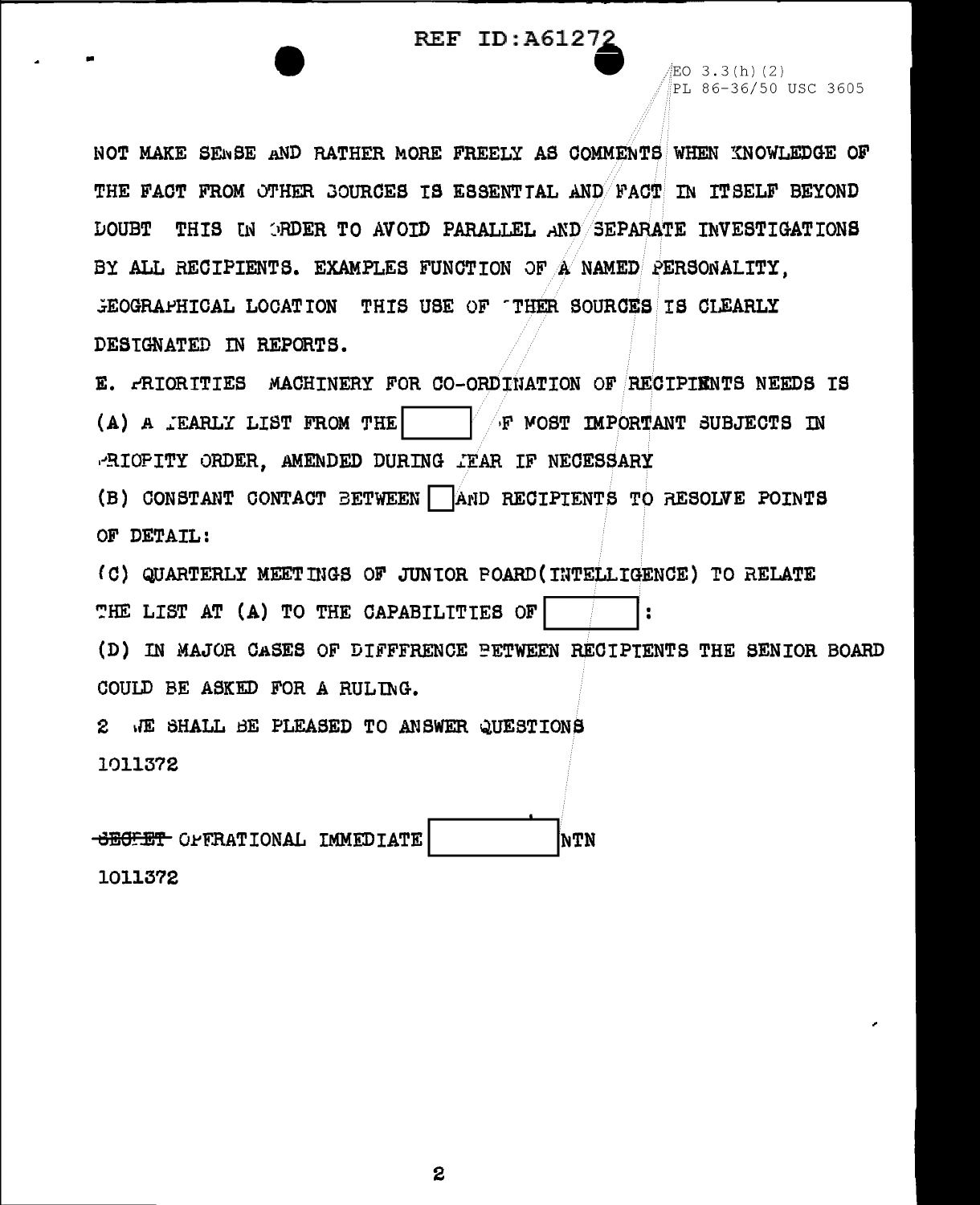NOT MAKE SENSE AND RATHER MORE FREELY AS COMMENTS WHEN KNOWLEDGE OF THE FACT FROM OTHER SOURCES IS ESSENTIAL AND FACT IN ITSELF BEYOND DOUBT THIS IN ORDER TO AVOID PARALLEL AND SEPARATE INVESTIGATIONS BY ALL RECIPIENTS. EXAMPLES FUNCTION OF A NAMED PERSONALITY, GEOGRAPHICAL LOCATION THIS USE OF OTHER SOURCES IS CLEARLY DESIGNATED IN REPORTS.

E. PRIORITIES MACHINERY FOR CO-ORDINATION OF RECIPIENTS NEEDS IS

(A) A YEARLY LIST FROM THE [ ] OF MOST IMPORTANT SUBJECTS IN PRIORITY ORDER, AMENDED DURING YEAR IF NECESSARY

(B) CONSTANT CONTACT BETWEEN [ ] AND RECIPIENTS TO RESOLVE POINTS OF DETAIL:

(C) QUARTERLY MEETINGS OF JUNIOR BOARD(INTELLIGENCE) TO RELATE THE LIST AT (A) TO THE CAPABILITIES OF [ ]:

(D) IN MAJOR CASES OF DIFFFRENCE BETWEEN RECIPIENTS THE SENIOR BOARD COULD BE ASKED FOR A RULING.

2 WE SHALL BE PLEASED TO ANSWER QUESTIONS

1011372

~~SECRET~~ OPERATIONAL IMMEDIATE [ ] NTN

1011372